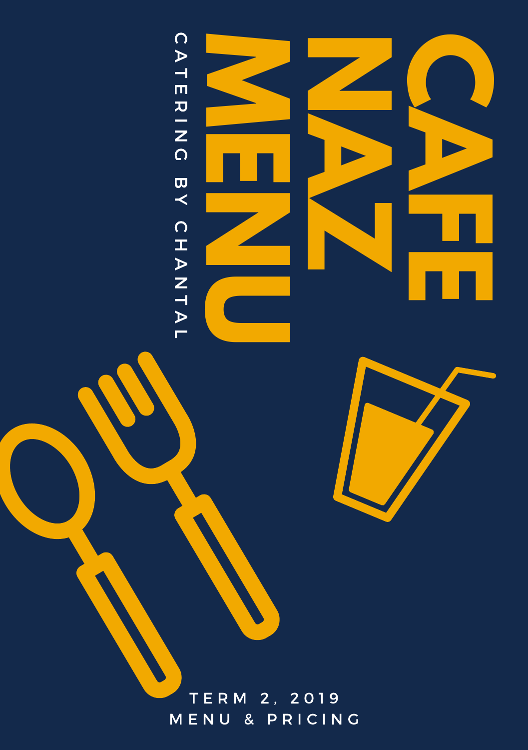# CAFE NAZ MENU

CATERING BY CHANTAL

TERM 2, 2019
MENU & PRICING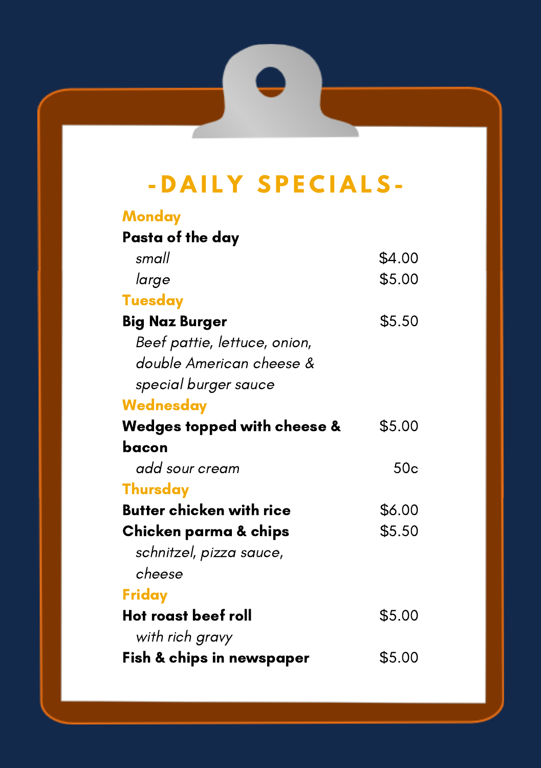# -DAILY SPECIALS-

## Monday

| | |
|---|---|
| **Pasta of the day** | |
| *small* | $4.00 |
| *large* | $5.00 |

## Tuesday

| | |
|---|---|
| **Big Naz Burger** | $5.50 |
| *Beef pattie, lettuce, onion, double American cheese & special burger sauce* | |

## Wednesday

| | |
|---|---|
| **Wedges topped with cheese & bacon** | $5.00 |
| *add sour cream* | 50c |

## Thursday

| | |
|---|---|
| **Butter chicken with rice** | $6.00 |
| **Chicken parma & chips** | $5.50 |
| *schnitzel, pizza sauce, cheese* | |

## Friday

| | |
|---|---|
| **Hot roast beef roll** | $5.00 |
| *with rich gravy* | |
| **Fish & chips in newspaper** | $5.00 |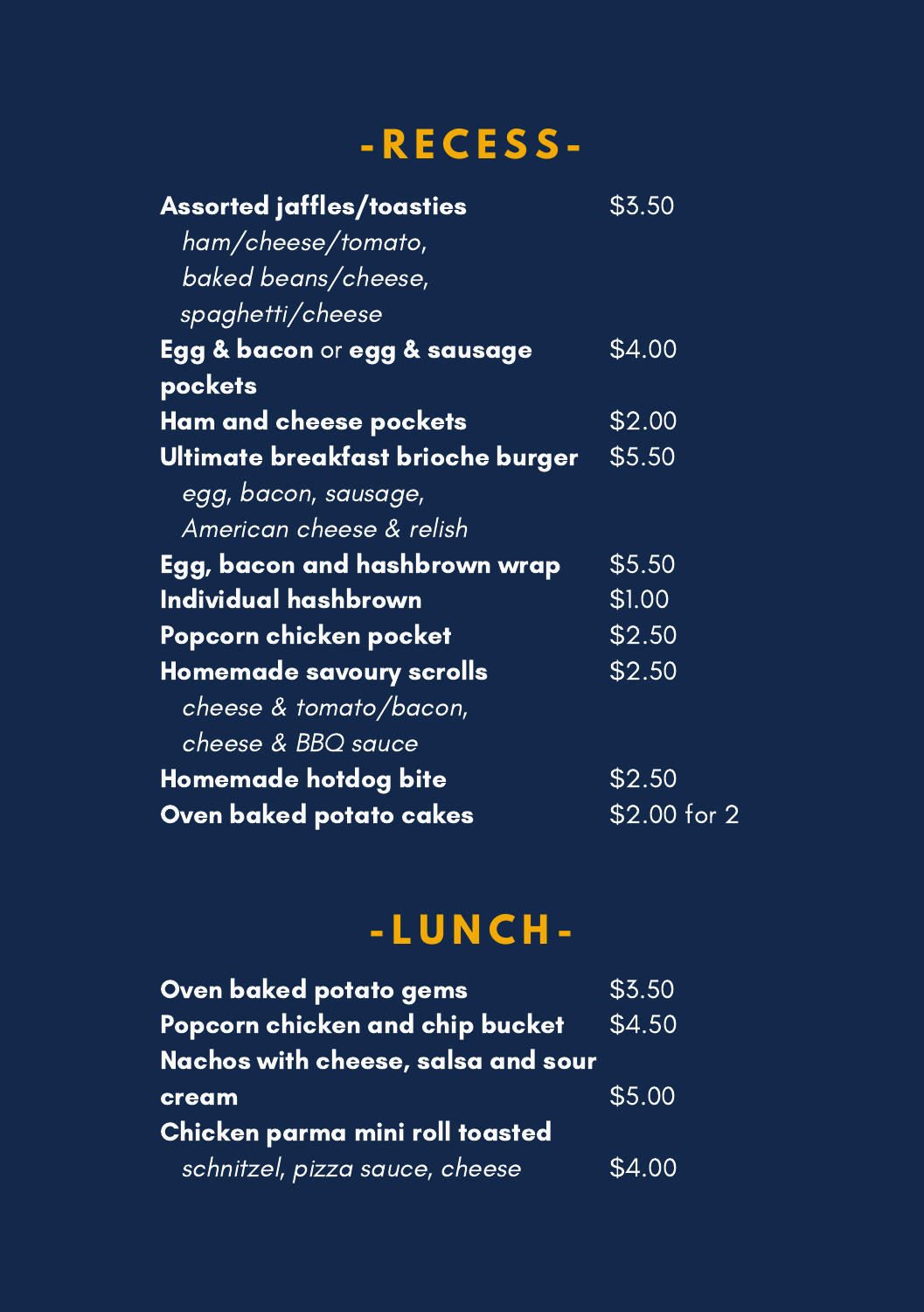# -RECESS-

**Assorted jaffles/toasties** $3.50
*ham/cheese/tomato,*
*baked beans/cheese,*
*spaghetti/cheese*

**Egg & bacon** or **egg & sausage pockets** $4.00

**Ham and cheese pockets** $2.00

**Ultimate breakfast brioche burger** $5.50
*egg, bacon, sausage,*
*American cheese & relish*

**Egg, bacon and hashbrown wrap** $5.50

**Individual hashbrown** $1.00

**Popcorn chicken pocket** $2.50

**Homemade savoury scrolls** $2.50
*cheese & tomato/bacon,*
*cheese & BBQ sauce*

**Homemade hotdog bite** $2.50

**Oven baked potato cakes** $2.00 for 2

# -LUNCH-

**Oven baked potato gems** $3.50

**Popcorn chicken and chip bucket** $4.50

**Nachos with cheese, salsa and sour cream** $5.00

**Chicken parma mini roll toasted**
*schnitzel, pizza sauce, cheese* $4.00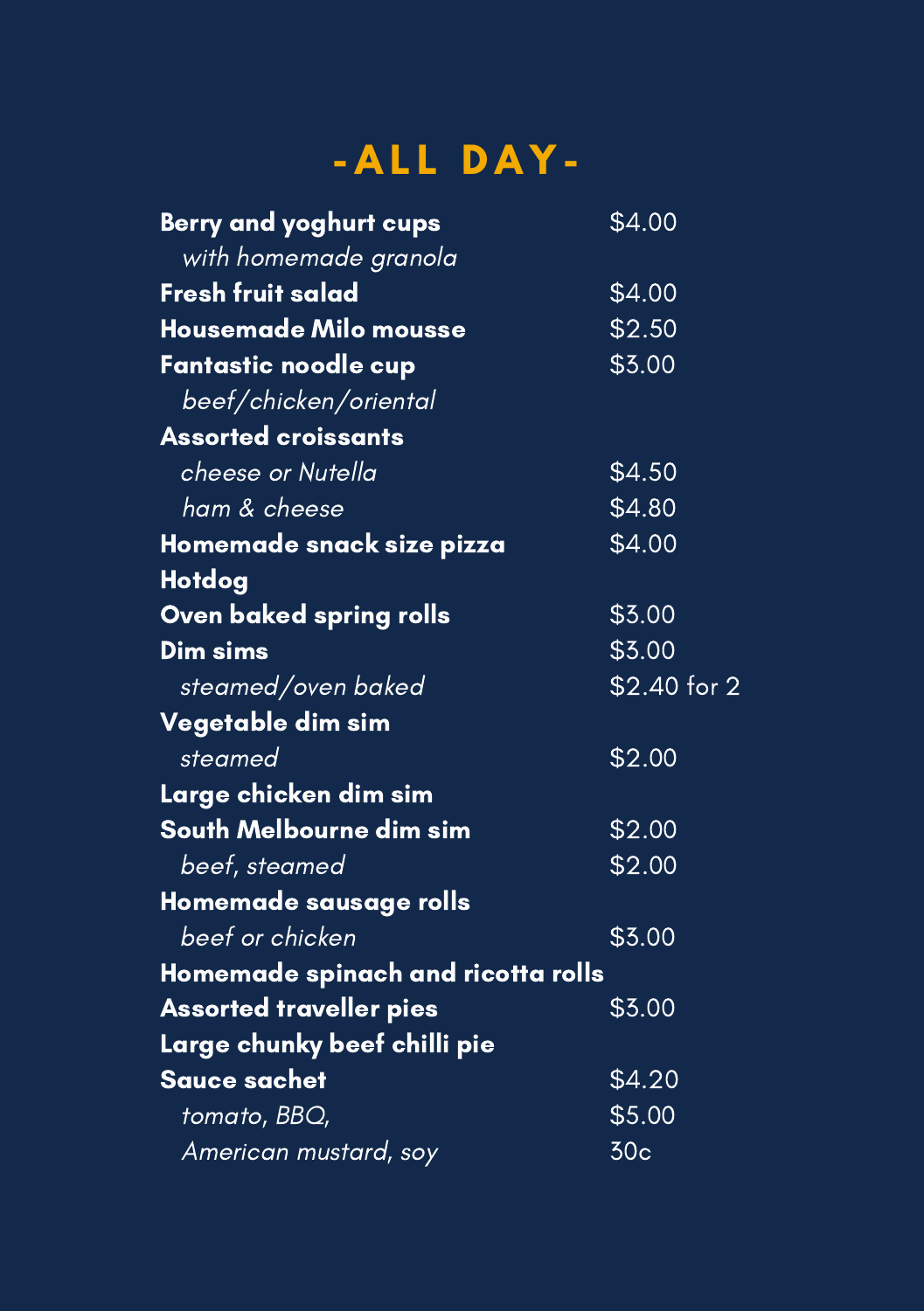# -ALL DAY-

| | |
|---|---|
| **Berry and yoghurt cups** | $4.00 |
| *with homemade granola* | |
| **Fresh fruit salad** | $4.00 |
| **Housemade Milo mousse** | $2.50 |
| **Fantastic noodle cup** | $3.00 |
| *beef/chicken/oriental* | |
| **Assorted croissants** | |
| *cheese or Nutella* | $4.50 |
| *ham & cheese* | $4.80 |
| **Homemade snack size pizza** | $4.00 |
| **Hotdog** | |
| **Oven baked spring rolls** | $3.00 |
| **Dim sims** | $3.00 |
| *steamed/oven baked* | $2.40 for 2 |
| **Vegetable dim sim** | |
| *steamed* | $2.00 |
| **Large chicken dim sim** | |
| **South Melbourne dim sim** | $2.00 |
| *beef, steamed* | $2.00 |
| **Homemade sausage rolls** | |
| *beef or chicken* | $3.00 |
| **Homemade spinach and ricotta rolls** | |
| **Assorted traveller pies** | $3.00 |
| **Large chunky beef chilli pie** | |
| **Sauce sachet** | $4.20 |
| *tomato, BBQ,* | $5.00 |
| *American mustard, soy* | 30c |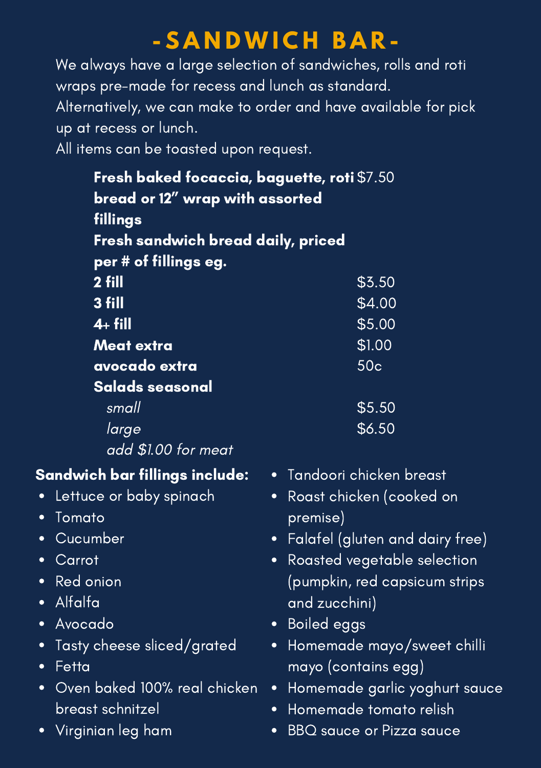# -SANDWICH BAR-

We always have a large selection of sandwiches, rolls and roti wraps pre-made for recess and lunch as standard.
Alternatively, we can make to order and have available for pick up at recess or lunch.
All items can be toasted upon request.

| Item | Price |
| --- | --- |
| **Fresh baked focaccia, baguette, roti bread or 12" wrap with assorted fillings** | $7.50 |
| **Fresh sandwich bread daily, priced per # of fillings eg.** | |
| **2 fill** | $3.50 |
| **3 fill** | $4.00 |
| **4+ fill** | $5.00 |
| **Meat extra** | $1.00 |
| **avocado extra** | 50c |
| **Salads seasonal** | |
| *small* | $5.50 |
| *large* | $6.50 |
| *add $1.00 for meat* | |

**Sandwich bar fillings include:**

- Lettuce or baby spinach
- Tomato
- Cucumber
- Carrot
- Red onion
- Alfalfa
- Avocado
- Tasty cheese sliced/grated
- Fetta
- Oven baked 100% real chicken breast schnitzel
- Virginian leg ham
- Tandoori chicken breast
- Roast chicken (cooked on premise)
- Falafel (gluten and dairy free)
- Roasted vegetable selection (pumpkin, red capsicum strips and zucchini)
- Boiled eggs
- Homemade mayo/sweet chilli mayo (contains egg)
- Homemade garlic yoghurt sauce
- Homemade tomato relish
- BBQ sauce or Pizza sauce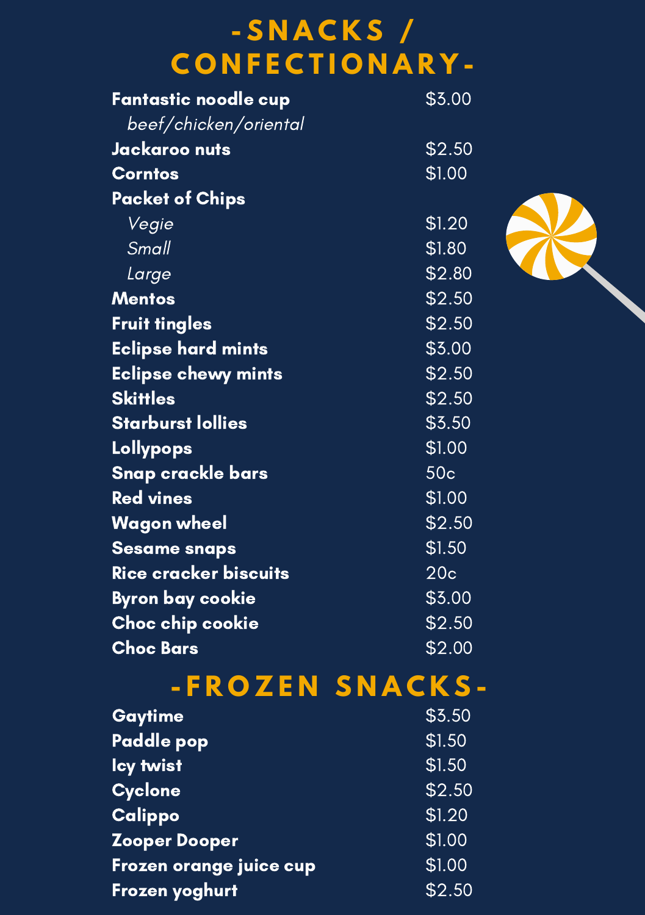# -SNACKS / CONFECTIONARY-

| Item | Price |
| --- | --- |
| **Fantastic noodle cup** | $3.00 |
| *beef/chicken/oriental* | |
| **Jackaroo nuts** | $2.50 |
| **Corntos** | $1.00 |
| **Packet of Chips** | |
| *Vegie* | $1.20 |
| *Small* | $1.80 |
| *Large* | $2.80 |
| **Mentos** | $2.50 |
| **Fruit tingles** | $2.50 |
| **Eclipse hard mints** | $3.00 |
| **Eclipse chewy mints** | $2.50 |
| **Skittles** | $2.50 |
| **Starburst lollies** | $3.50 |
| **Lollypops** | $1.00 |
| **Snap crackle bars** | 50c |
| **Red vines** | $1.00 |
| **Wagon wheel** | $2.50 |
| **Sesame snaps** | $1.50 |
| **Rice cracker biscuits** | 20c |
| **Byron bay cookie** | $3.00 |
| **Choc chip cookie** | $2.50 |
| **Choc Bars** | $2.00 |

# -FROZEN SNACKS-

| Item | Price |
| --- | --- |
| **Gaytime** | $3.50 |
| **Paddle pop** | $1.50 |
| **Icy twist** | $1.50 |
| **Cyclone** | $2.50 |
| **Calippo** | $1.20 |
| **Zooper Dooper** | $1.00 |
| **Frozen orange juice cup** | $1.00 |
| **Frozen yoghurt** | $2.50 |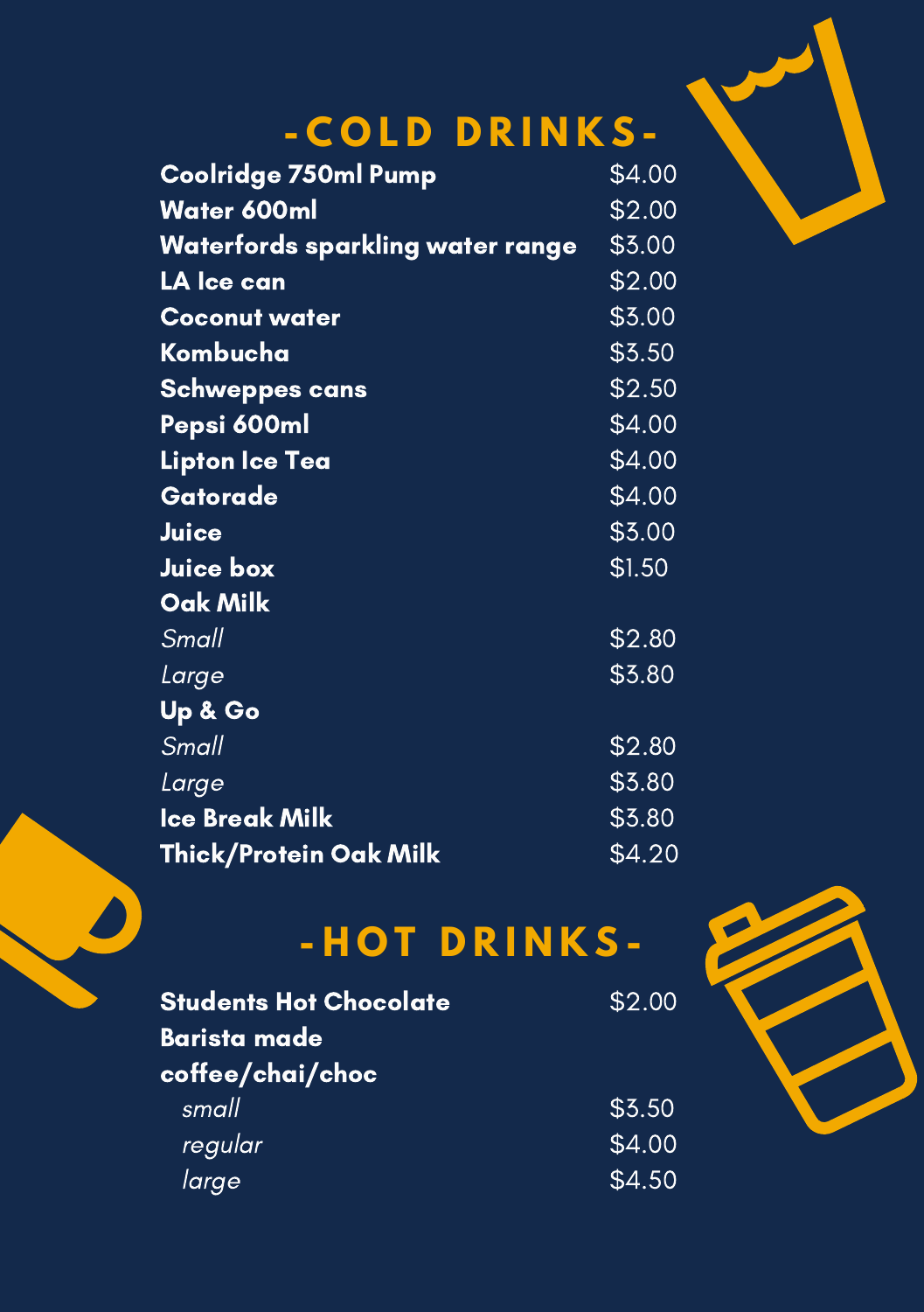# -COLD DRINKS-

| Item | Price |
|---|---|
| **Coolridge 750ml Pump** | $4.00 |
| **Water 600ml** | $2.00 |
| **Waterfords sparkling water range** | $3.00 |
| **LA Ice can** | $2.00 |
| **Coconut water** | $3.00 |
| **Kombucha** | $3.50 |
| **Schweppes cans** | $2.50 |
| **Pepsi 600ml** | $4.00 |
| **Lipton Ice Tea** | $4.00 |
| **Gatorade** | $4.00 |
| **Juice** | $3.00 |
| **Juice box** | $1.50 |
| **Oak Milk** | |
| *Small* | $2.80 |
| *Large* | $3.80 |
| **Up & Go** | |
| *Small* | $2.80 |
| *Large* | $3.80 |
| **Ice Break Milk** | $3.80 |
| **Thick/Protein Oak Milk** | $4.20 |

# -HOT DRINKS-

| Item | Price |
|---|---|
| **Students Hot Chocolate** | $2.00 |
| **Barista made coffee/chai/choc** | |
| *small* | $3.50 |
| *regular* | $4.00 |
| *large* | $4.50 |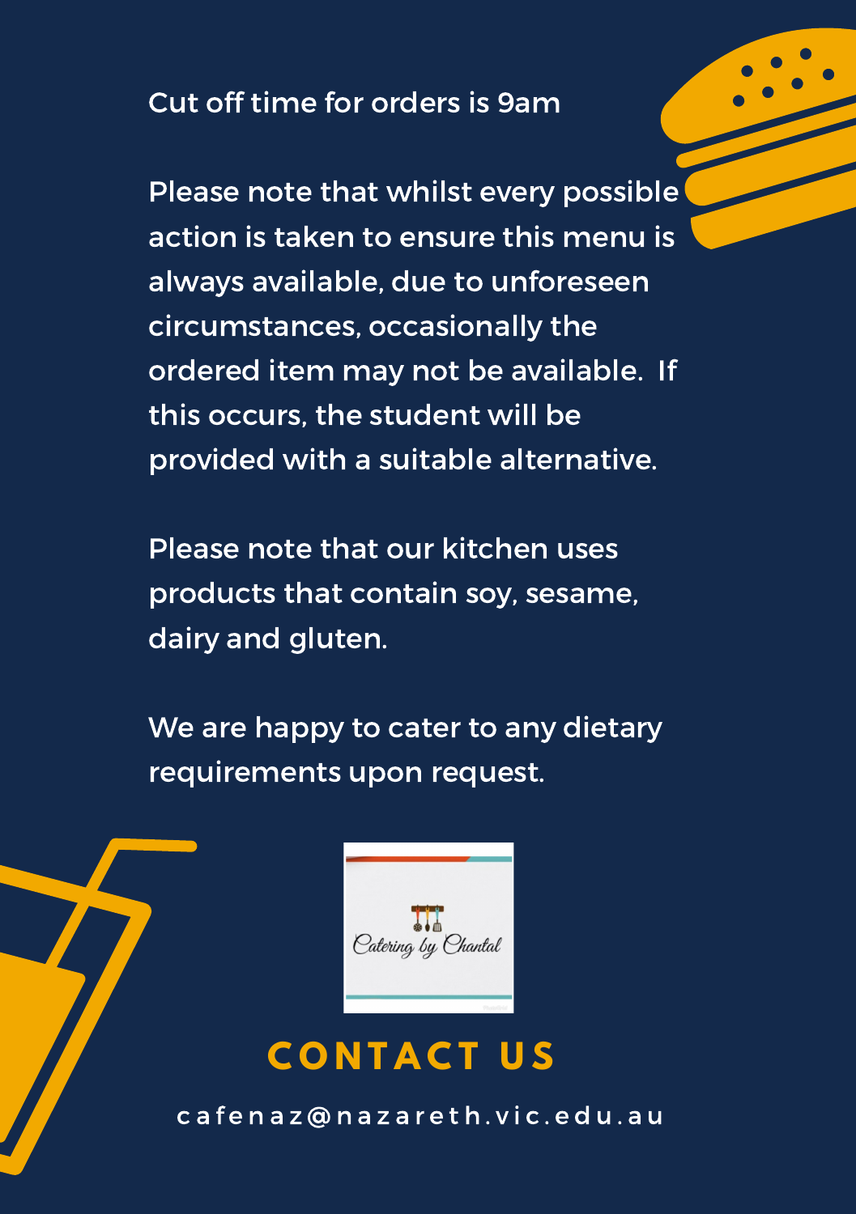Cut off time for orders is 9am

Please note that whilst every possible action is taken to ensure this menu is always available, due to unforeseen circumstances, occasionally the ordered item may not be available. If this occurs, the student will be provided with a suitable alternative.

Please note that our kitchen uses products that contain soy, sesame, dairy and gluten.

We are happy to cater to any dietary requirements upon request.

Catering by Chantal

## CONTACT US

cafenaz@nazareth.vic.edu.au